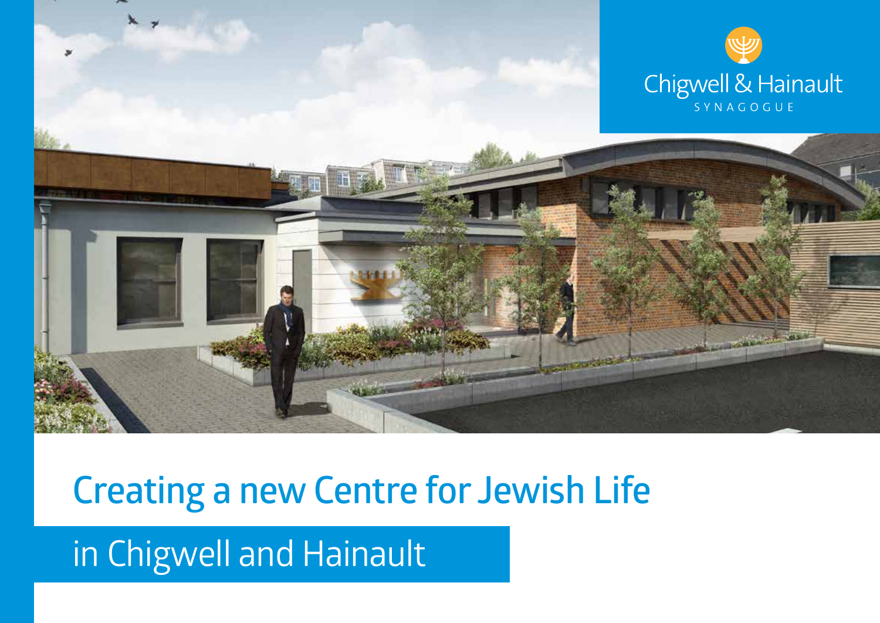Chigwell & Hainault

SYNAGOGUE

# Creating a new Centre for Jewish Life

## in Chigwell and Hainault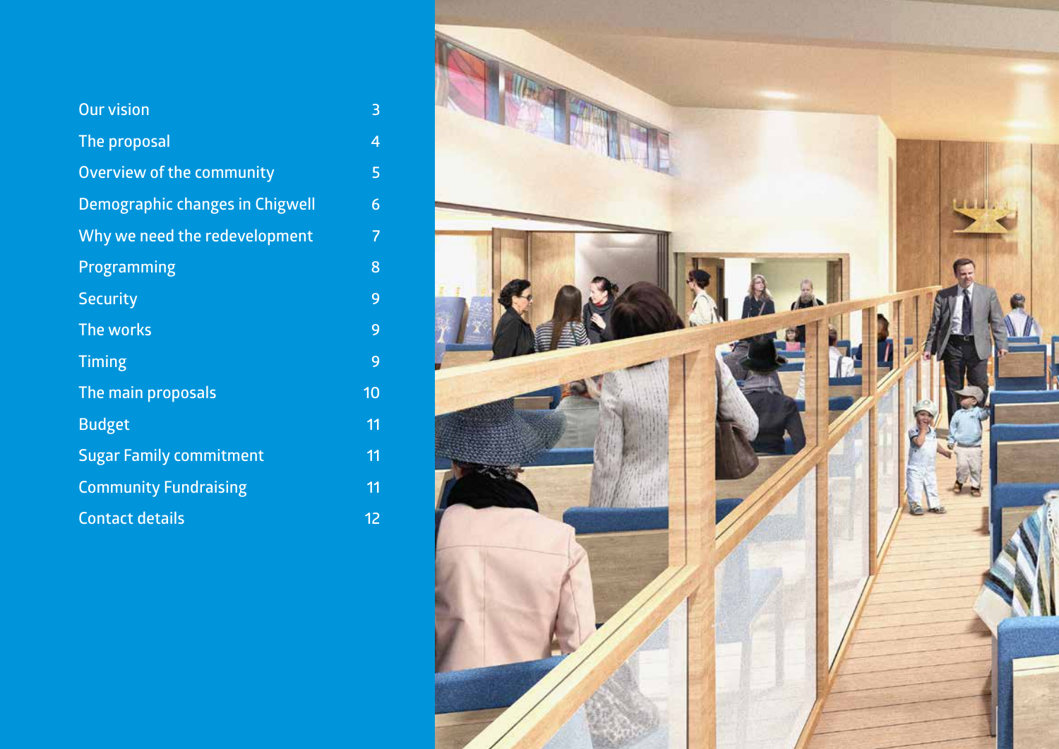| | |
|---|---|
| Our vision | 3 |
| The proposal | 4 |
| Overview of the community | 5 |
| Demographic changes in Chigwell | 6 |
| Why we need the redevelopment | 7 |
| Programming | 8 |
| Security | 9 |
| The works | 9 |
| Timing | 9 |
| The main proposals | 10 |
| Budget | 11 |
| Sugar Family commitment | 11 |
| Community Fundraising | 11 |
| Contact details | 12 |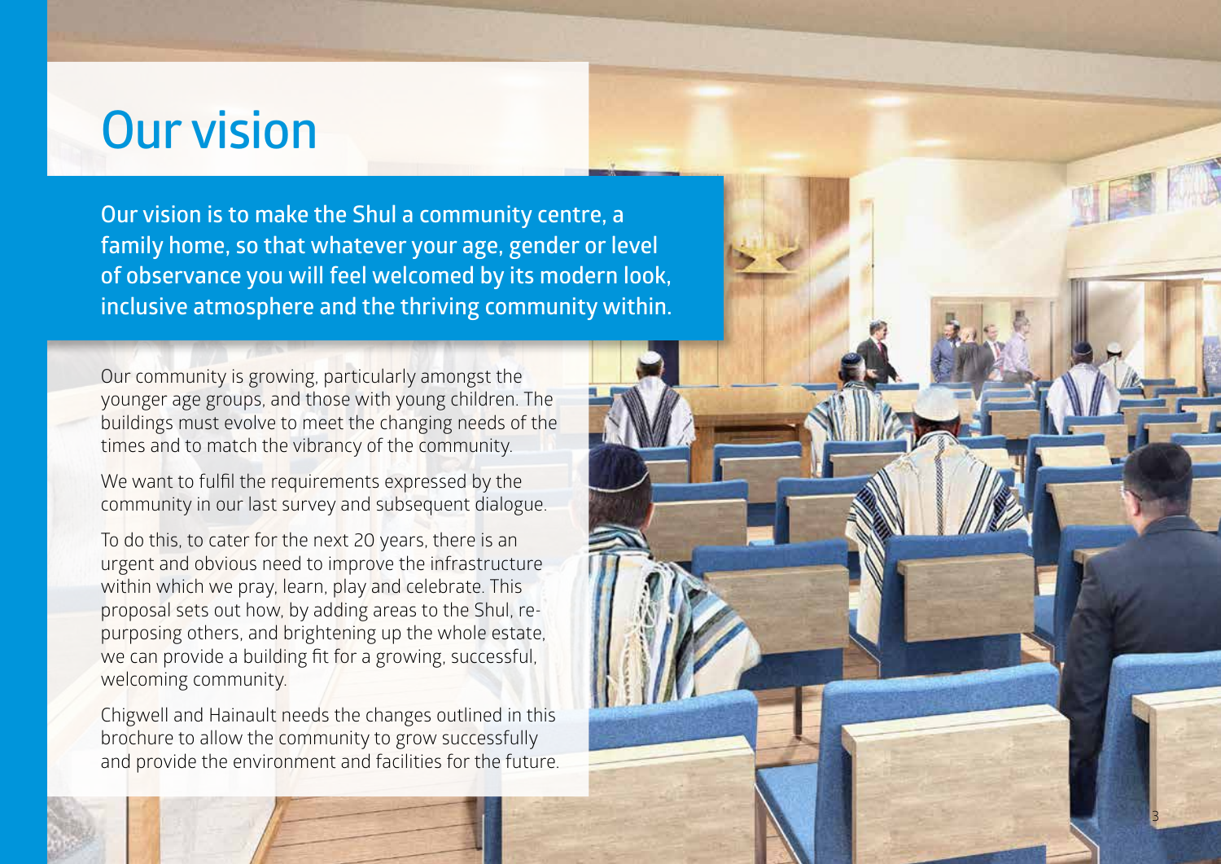# Our vision

**Our vision is to make the Shul a community centre, a family home, so that whatever your age, gender or level of observance you will feel welcomed by its modern look, inclusive atmosphere and the thriving community within.**

Our community is growing, particularly amongst the younger age groups, and those with young children. The buildings must evolve to meet the changing needs of the times and to match the vibrancy of the community.

We want to fulfil the requirements expressed by the community in our last survey and subsequent dialogue.

To do this, to cater for the next 20 years, there is an urgent and obvious need to improve the infrastructure within which we pray, learn, play and celebrate. This proposal sets out how, by adding areas to the Shul, re-purposing others, and brightening up the whole estate, we can provide a building fit for a growing, successful, welcoming community.

Chigwell and Hainault needs the changes outlined in this brochure to allow the community to grow successfully and provide the environment and facilities for the future.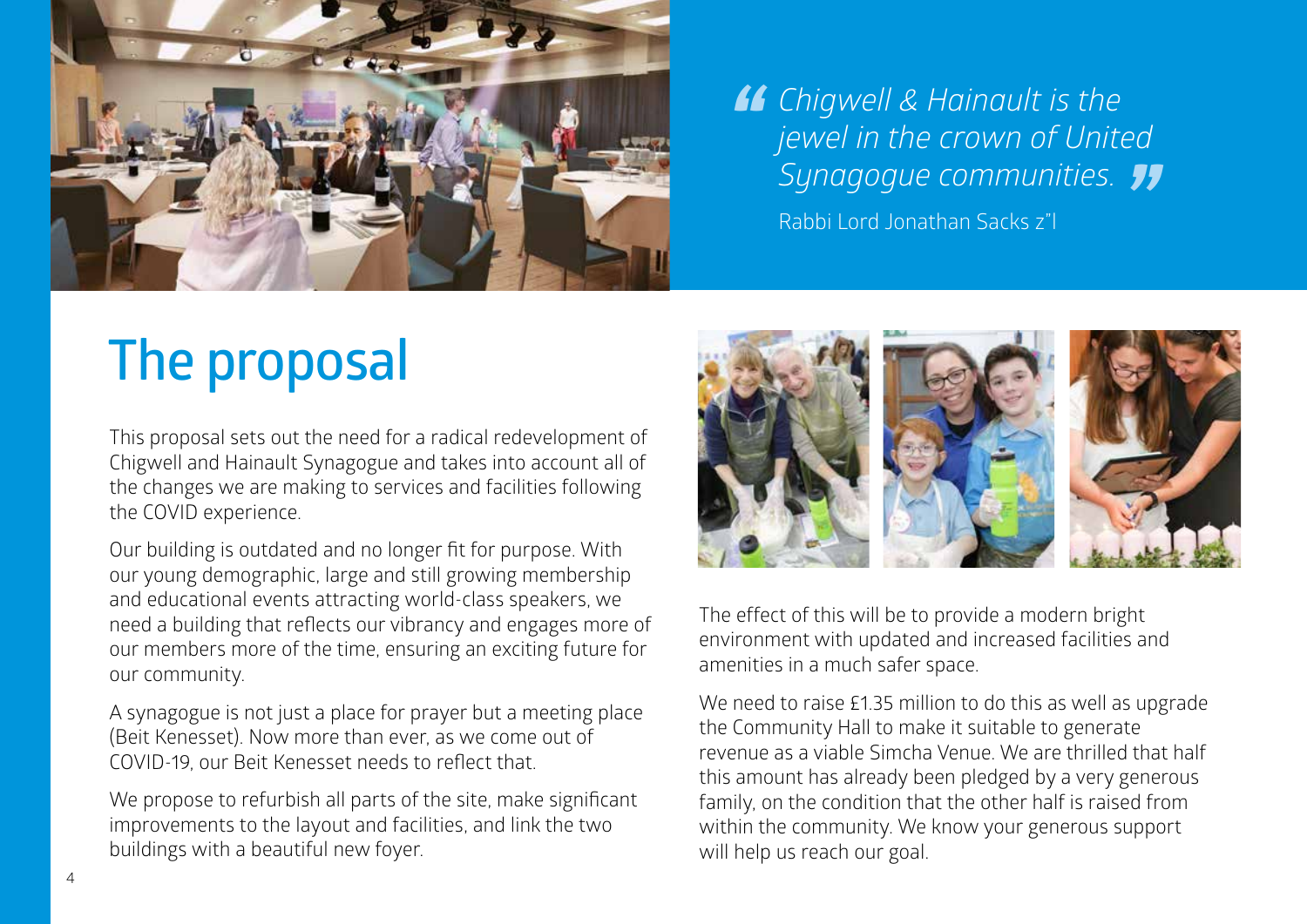> *Chigwell & Hainault is the jewel in the crown of United Synagogue communities.*
>
> Rabbi Lord Jonathan Sacks z"l

# The proposal

This proposal sets out the need for a radical redevelopment of Chigwell and Hainault Synagogue and takes into account all of the changes we are making to services and facilities following the COVID experience.

Our building is outdated and no longer fit for purpose. With our young demographic, large and still growing membership and educational events attracting world-class speakers, we need a building that reflects our vibrancy and engages more of our members more of the time, ensuring an exciting future for our community.

A synagogue is not just a place for prayer but a meeting place (Beit Kenesset). Now more than ever, as we come out of COVID-19, our Beit Kenesset needs to reflect that.

We propose to refurbish all parts of the site, make significant improvements to the layout and facilities, and link the two buildings with a beautiful new foyer.

The effect of this will be to provide a modern bright environment with updated and increased facilities and amenities in a much safer space.

We need to raise £1.35 million to do this as well as upgrade the Community Hall to make it suitable to generate revenue as a viable Simcha Venue. We are thrilled that half this amount has already been pledged by a very generous family, on the condition that the other half is raised from within the community. We know your generous support will help us reach our goal.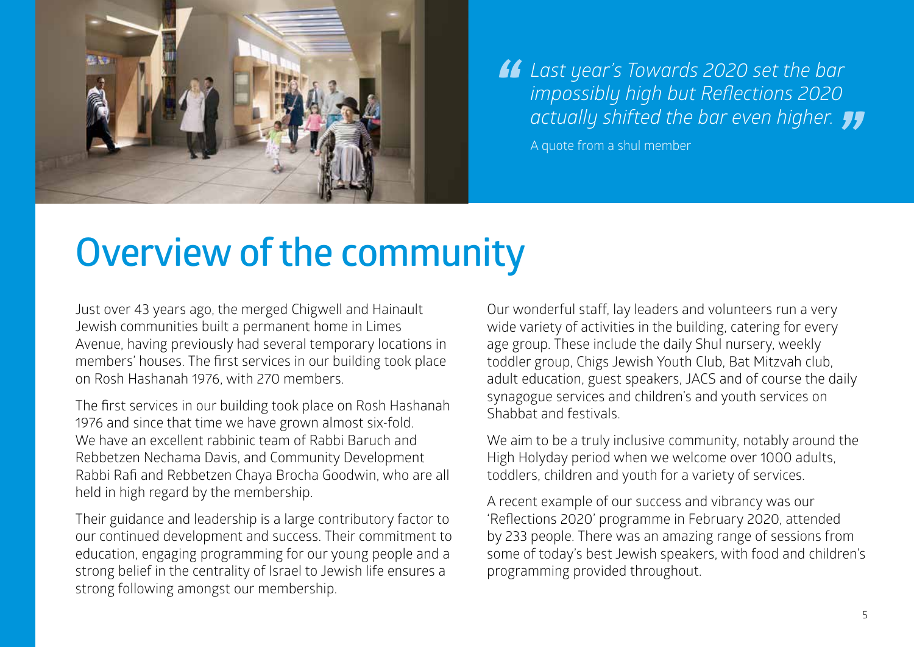> *Last year's Towards 2020 set the bar impossibly high but Reflections 2020 actually shifted the bar even higher.*
>
> A quote from a shul member

# Overview of the community

Just over 43 years ago, the merged Chigwell and Hainault Jewish communities built a permanent home in Limes Avenue, having previously had several temporary locations in members' houses. The first services in our building took place on Rosh Hashanah 1976, with 270 members.

The first services in our building took place on Rosh Hashanah 1976 and since that time we have grown almost six-fold. We have an excellent rabbinic team of Rabbi Baruch and Rebbetzen Nechama Davis, and Community Development Rabbi Rafi and Rebbetzen Chaya Brocha Goodwin, who are all held in high regard by the membership.

Their guidance and leadership is a large contributory factor to our continued development and success. Their commitment to education, engaging programming for our young people and a strong belief in the centrality of Israel to Jewish life ensures a strong following amongst our membership.

Our wonderful staff, lay leaders and volunteers run a very wide variety of activities in the building, catering for every age group. These include the daily Shul nursery, weekly toddler group, Chigs Jewish Youth Club, Bat Mitzvah club, adult education, guest speakers, JACS and of course the daily synagogue services and children's and youth services on Shabbat and festivals.

We aim to be a truly inclusive community, notably around the High Holyday period when we welcome over 1000 adults, toddlers, children and youth for a variety of services.

A recent example of our success and vibrancy was our 'Reflections 2020' programme in February 2020, attended by 233 people. There was an amazing range of sessions from some of today's best Jewish speakers, with food and children's programming provided throughout.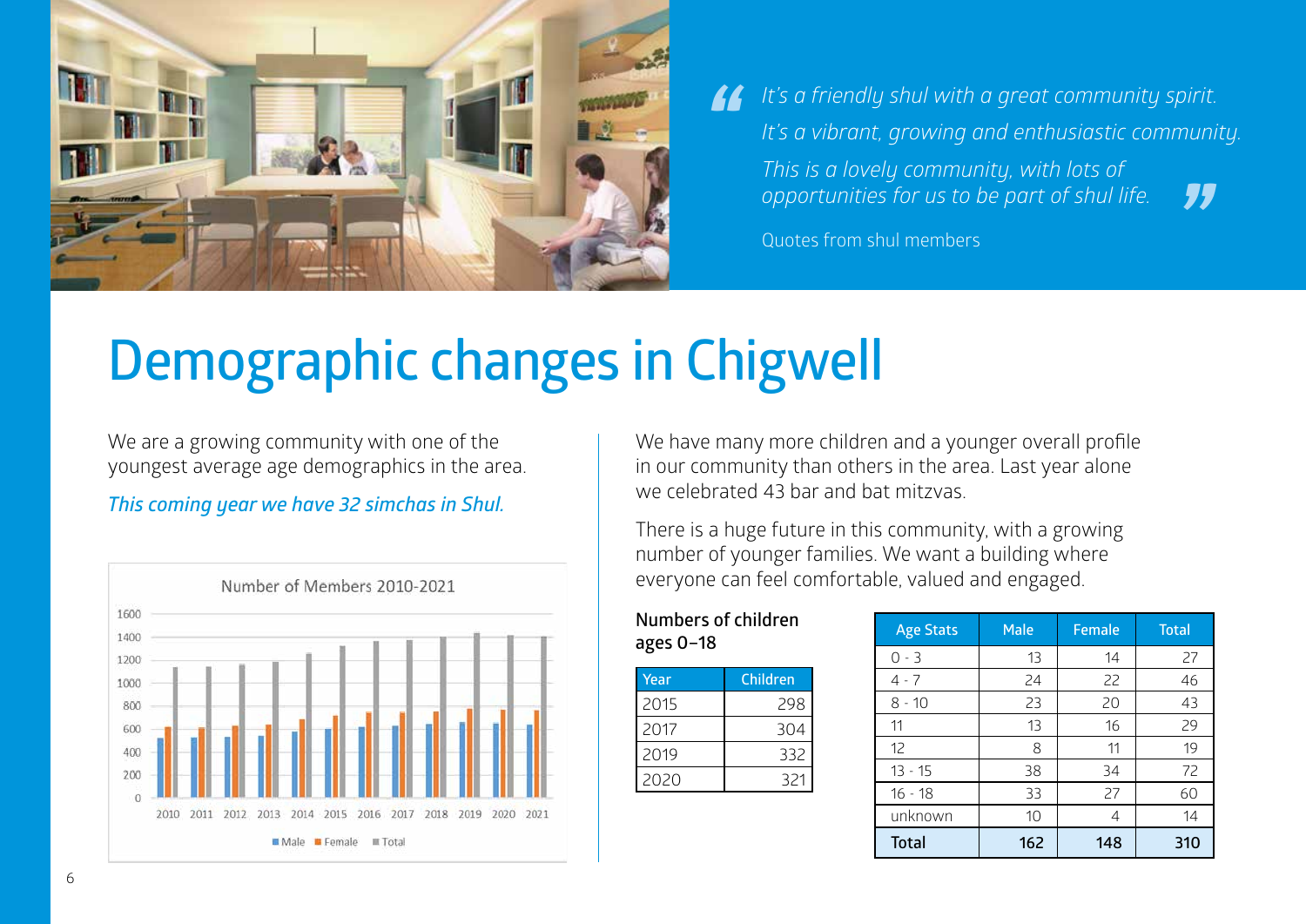> *It's a friendly shul with a great community spirit.*
> *It's a vibrant, growing and enthusiastic community.*
> *This is a lovely community, with lots of opportunities for us to be part of shul life.*

Quotes from shul members

# Demographic changes in Chigwell

We are a growing community with one of the youngest average age demographics in the area.

*This coming year we have 32 simchas in Shul.*

Number of Members 2010-2021

We have many more children and a younger overall profile in our community than others in the area. Last year alone we celebrated 43 bar and bat mitzvas.

There is a huge future in this community, with a growing number of younger families. We want a building where everyone can feel comfortable, valued and engaged.

**Numbers of children ages 0–18**

| Year | Children |
|---|---|
| 2015 | 298 |
| 2017 | 304 |
| 2019 | 332 |
| 2020 | 321 |

| Age Stats | Male | Female | Total |
|---|---|---|---|
| 0 - 3 | 13 | 14 | 27 |
| 4 - 7 | 24 | 22 | 46 |
| 8 - 10 | 23 | 20 | 43 |
| 11 | 13 | 16 | 29 |
| 12 | 8 | 11 | 19 |
| 13 - 15 | 38 | 34 | 72 |
| 16 - 18 | 33 | 27 | 60 |
| unknown | 10 | 4 | 14 |
| **Total** | **162** | **148** | **310** |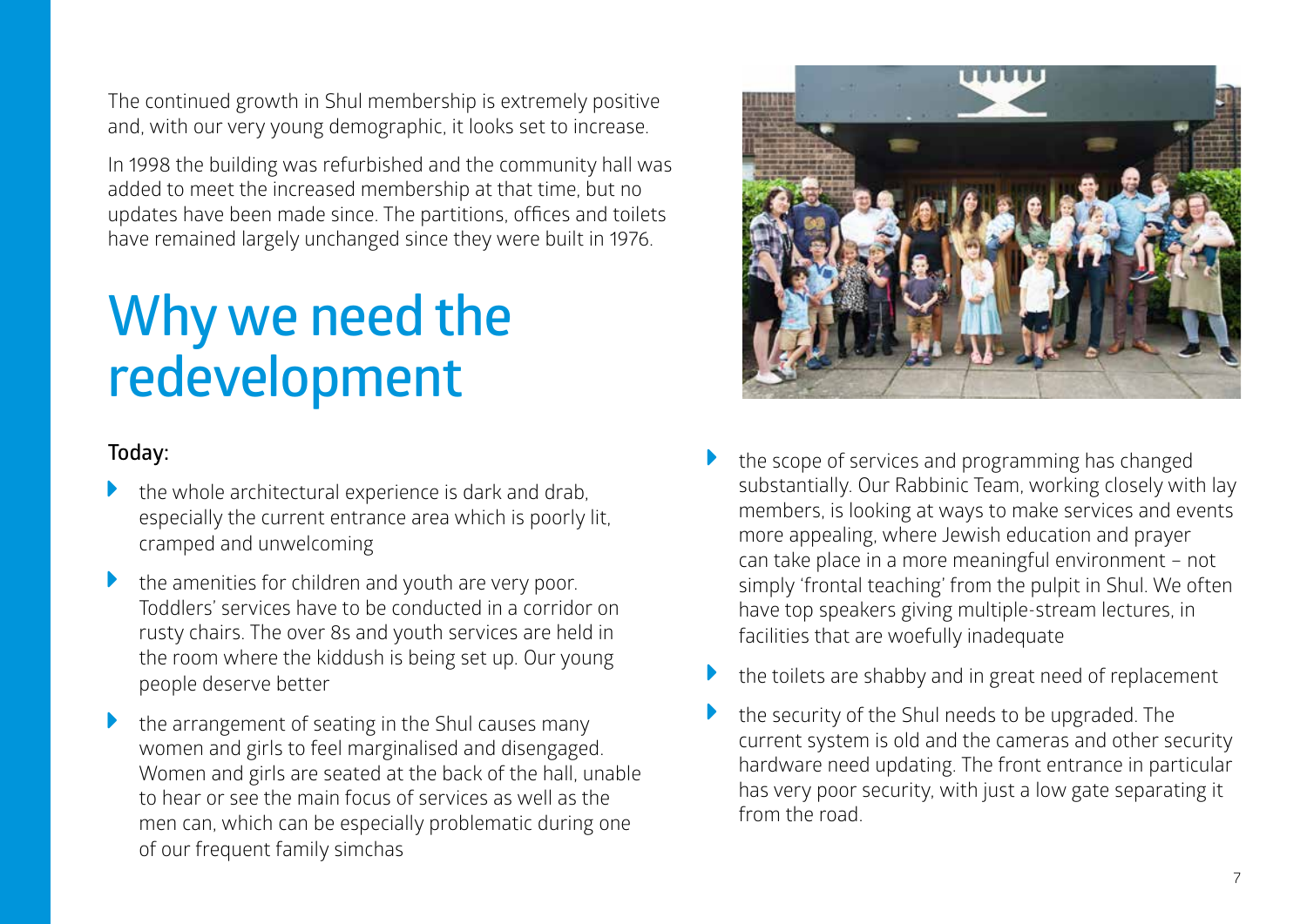The continued growth in Shul membership is extremely positive and, with our very young demographic, it looks set to increase.

In 1998 the building was refurbished and the community hall was added to meet the increased membership at that time, but no updates have been made since. The partitions, offices and toilets have remained largely unchanged since they were built in 1976.

# Why we need the redevelopment

**Today:**

- the whole architectural experience is dark and drab, especially the current entrance area which is poorly lit, cramped and unwelcoming
- the amenities for children and youth are very poor. Toddlers' services have to be conducted in a corridor on rusty chairs. The over 8s and youth services are held in the room where the kiddush is being set up. Our young people deserve better
- the arrangement of seating in the Shul causes many women and girls to feel marginalised and disengaged. Women and girls are seated at the back of the hall, unable to hear or see the main focus of services as well as the men can, which can be especially problematic during one of our frequent family simchas
- the scope of services and programming has changed substantially. Our Rabbinic Team, working closely with lay members, is looking at ways to make services and events more appealing, where Jewish education and prayer can take place in a more meaningful environment – not simply 'frontal teaching' from the pulpit in Shul. We often have top speakers giving multiple-stream lectures, in facilities that are woefully inadequate
- the toilets are shabby and in great need of replacement
- the security of the Shul needs to be upgraded. The current system is old and the cameras and other security hardware need updating. The front entrance in particular has very poor security, with just a low gate separating it from the road.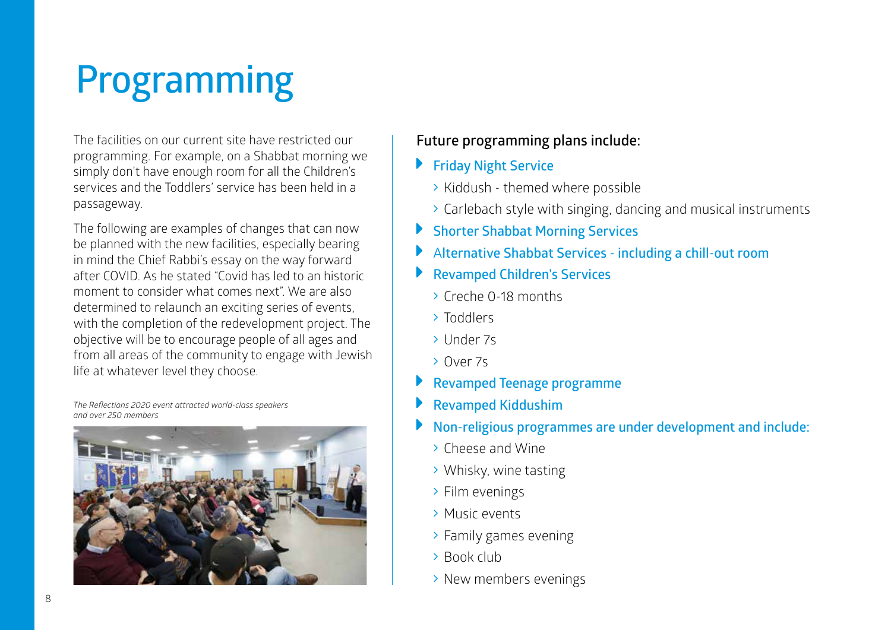# Programming

The facilities on our current site have restricted our programming. For example, on a Shabbat morning we simply don't have enough room for all the Children's services and the Toddlers' service has been held in a passageway.

The following are examples of changes that can now be planned with the new facilities, especially bearing in mind the Chief Rabbi's essay on the way forward after COVID. As he stated "Covid has led to an historic moment to consider what comes next". We are also determined to relaunch an exciting series of events, with the completion of the redevelopment project. The objective will be to encourage people of all ages and from all areas of the community to engage with Jewish life at whatever level they choose.

*The Reflections 2020 event attracted world-class speakers and over 250 members*

## Future programming plans include:

- **Friday Night Service**
  - Kiddush - themed where possible
  - Carlebach style with singing, dancing and musical instruments
- **Shorter Shabbat Morning Services**
- **Alternative Shabbat Services - including a chill-out room**
- **Revamped Children's Services**
  - Creche 0-18 months
  - Toddlers
  - Under 7s
  - Over 7s
- **Revamped Teenage programme**
- **Revamped Kiddushim**
- **Non-religious programmes are under development and include:**
  - Cheese and Wine
  - Whisky, wine tasting
  - Film evenings
  - Music events
  - Family games evening
  - Book club
  - New members evenings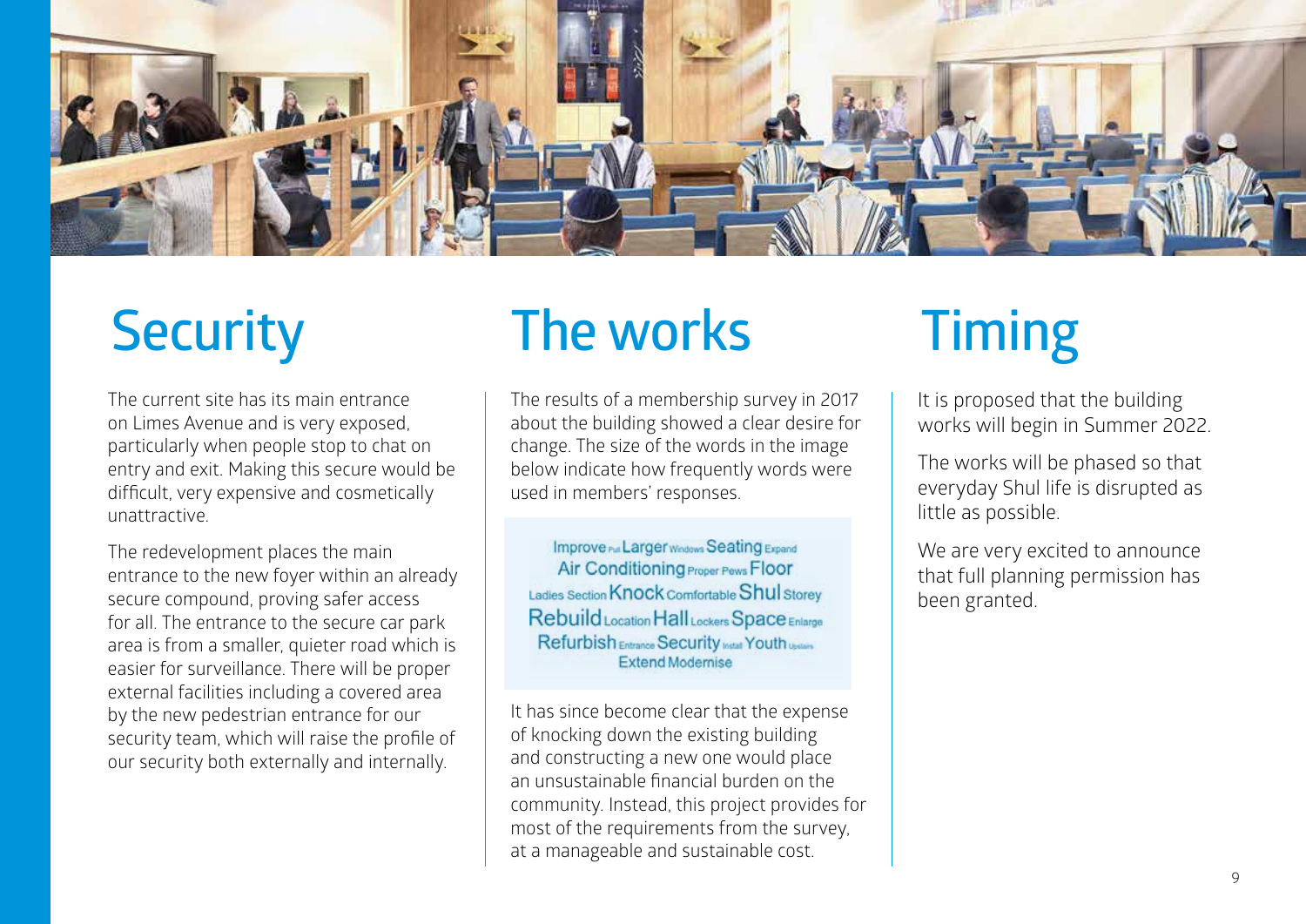# Security

The current site has its main entrance on Limes Avenue and is very exposed, particularly when people stop to chat on entry and exit. Making this secure would be difficult, very expensive and cosmetically unattractive.

The redevelopment places the main entrance to the new foyer within an already secure compound, proving safer access for all. The entrance to the secure car park area is from a smaller, quieter road which is easier for surveillance. There will be proper external facilities including a covered area by the new pedestrian entrance for our security team, which will raise the profile of our security both externally and internally.

# The works

The results of a membership survey in 2017 about the building showed a clear desire for change. The size of the words in the image below indicate how frequently words were used in members' responses.

Improve Pull Larger Windows Seating Expand
Air Conditioning Proper Pews Floor
Ladies Section Knock Comfortable Shul Storey
Rebuild Location Hall Lockers Space Enlarge
Refurbish Entrance Security Install Youth Upstairs
Extend Modernise

It has since become clear that the expense of knocking down the existing building and constructing a new one would place an unsustainable financial burden on the community. Instead, this project provides for most of the requirements from the survey, at a manageable and sustainable cost.

# Timing

It is proposed that the building works will begin in Summer 2022.

The works will be phased so that everyday Shul life is disrupted as little as possible.

We are very excited to announce that full planning permission has been granted.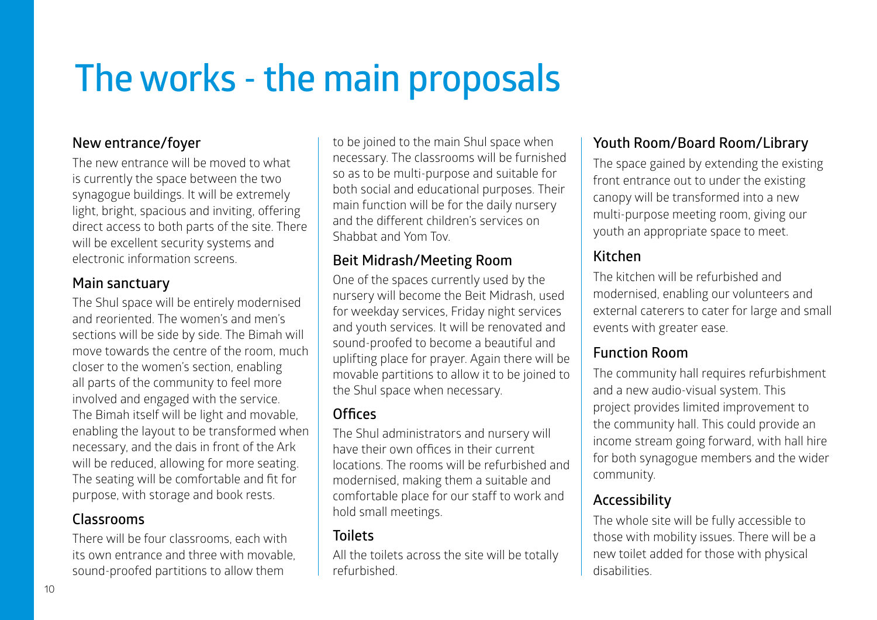# The works - the main proposals

## New entrance/foyer

The new entrance will be moved to what is currently the space between the two synagogue buildings. It will be extremely light, bright, spacious and inviting, offering direct access to both parts of the site. There will be excellent security systems and electronic information screens.

## Main sanctuary

The Shul space will be entirely modernised and reoriented. The women's and men's sections will be side by side. The Bimah will move towards the centre of the room, much closer to the women's section, enabling all parts of the community to feel more involved and engaged with the service. The Bimah itself will be light and movable, enabling the layout to be transformed when necessary, and the dais in front of the Ark will be reduced, allowing for more seating. The seating will be comfortable and fit for purpose, with storage and book rests.

## Classrooms

There will be four classrooms, each with its own entrance and three with movable, sound-proofed partitions to allow them to be joined to the main Shul space when necessary. The classrooms will be furnished so as to be multi-purpose and suitable for both social and educational purposes. Their main function will be for the daily nursery and the different children's services on Shabbat and Yom Tov.

## Beit Midrash/Meeting Room

One of the spaces currently used by the nursery will become the Beit Midrash, used for weekday services, Friday night services and youth services. It will be renovated and sound-proofed to become a beautiful and uplifting place for prayer. Again there will be movable partitions to allow it to be joined to the Shul space when necessary.

## Offices

The Shul administrators and nursery will have their own offices in their current locations. The rooms will be refurbished and modernised, making them a suitable and comfortable place for our staff to work and hold small meetings.

## Toilets

All the toilets across the site will be totally refurbished.

## Youth Room/Board Room/Library

The space gained by extending the existing front entrance out to under the existing canopy will be transformed into a new multi-purpose meeting room, giving our youth an appropriate space to meet.

## Kitchen

The kitchen will be refurbished and modernised, enabling our volunteers and external caterers to cater for large and small events with greater ease.

## Function Room

The community hall requires refurbishment and a new audio-visual system. This project provides limited improvement to the community hall. This could provide an income stream going forward, with hall hire for both synagogue members and the wider community.

## Accessibility

The whole site will be fully accessible to those with mobility issues. There will be a new toilet added for those with physical disabilities.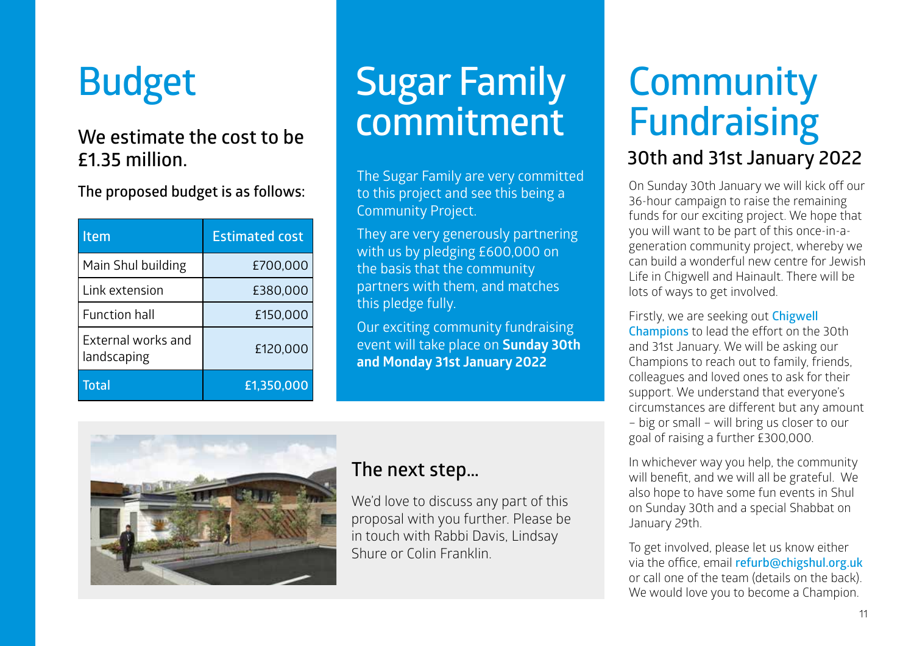# Budget

## We estimate the cost to be £1.35 million.

The proposed budget is as follows:

| Item | Estimated cost |
|---|---|
| Main Shul building | £700,000 |
| Link extension | £380,000 |
| Function hall | £150,000 |
| External works and landscaping | £120,000 |
| Total | £1,350,000 |

# Sugar Family commitment

The Sugar Family are very committed to this project and see this being a Community Project.

They are very generously partnering with us by pledging £600,000 on the basis that the community partners with them, and matches this pledge fully.

Our exciting community fundraising event will take place on **Sunday 30th and Monday 31st January 2022**

## The next step...

We'd love to discuss any part of this proposal with you further. Please be in touch with Rabbi Davis, Lindsay Shure or Colin Franklin.

# Community Fundraising

## 30th and 31st January 2022

On Sunday 30th January we will kick off our 36-hour campaign to raise the remaining funds for our exciting project. We hope that you will want to be part of this once-in-a-generation community project, whereby we can build a wonderful new centre for Jewish Life in Chigwell and Hainault. There will be lots of ways to get involved.

Firstly, we are seeking out Chigwell Champions to lead the effort on the 30th and 31st January. We will be asking our Champions to reach out to family, friends, colleagues and loved ones to ask for their support. We understand that everyone's circumstances are different but any amount – big or small – will bring us closer to our goal of raising a further £300,000.

In whichever way you help, the community will benefit, and we will all be grateful. We also hope to have some fun events in Shul on Sunday 30th and a special Shabbat on January 29th.

To get involved, please let us know either via the office, email refurb@chigshul.org.uk or call one of the team (details on the back). We would love you to become a Champion.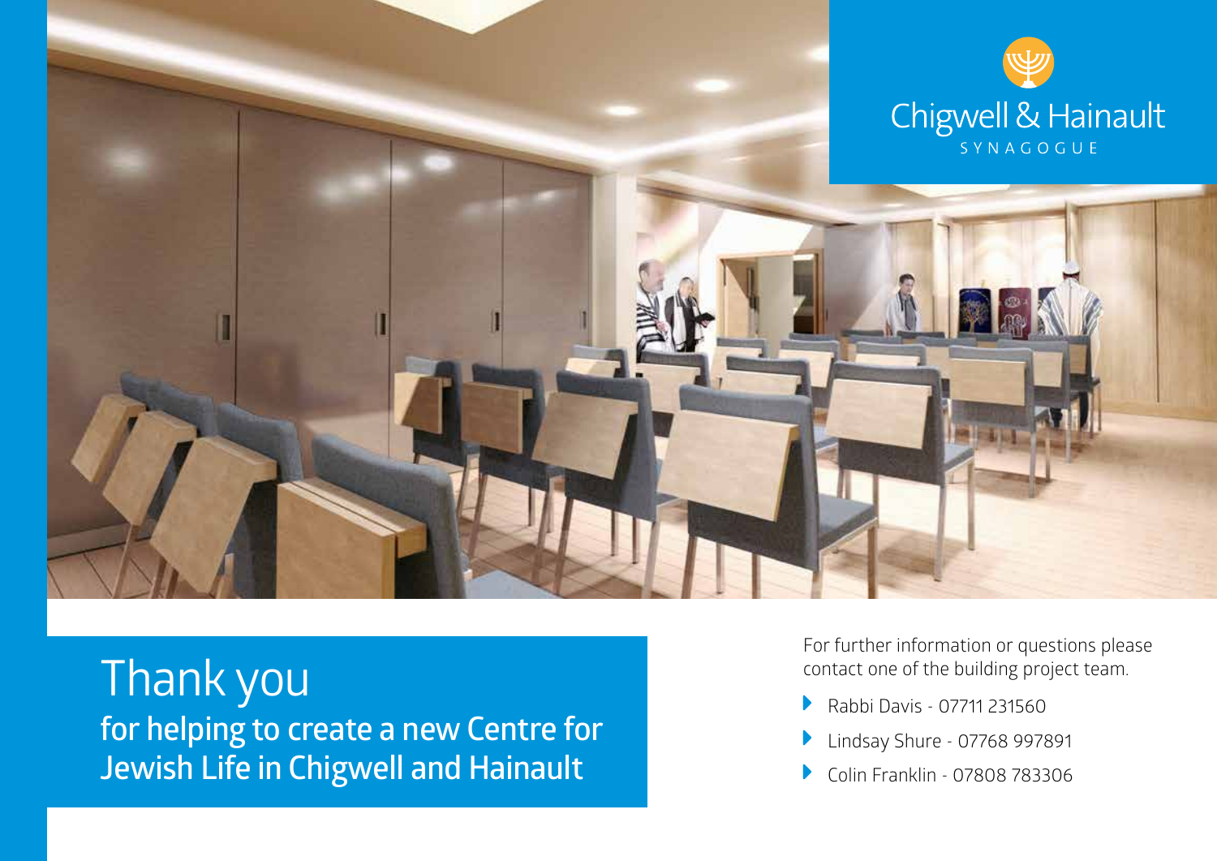Chigwell & Hainault

SYNAGOGUE

# Thank you

## for helping to create a new Centre for Jewish Life in Chigwell and Hainault

For further information or questions please contact one of the building project team.

- Rabbi Davis - 07711 231560
- Lindsay Shure - 07768 997891
- Colin Franklin - 07808 783306